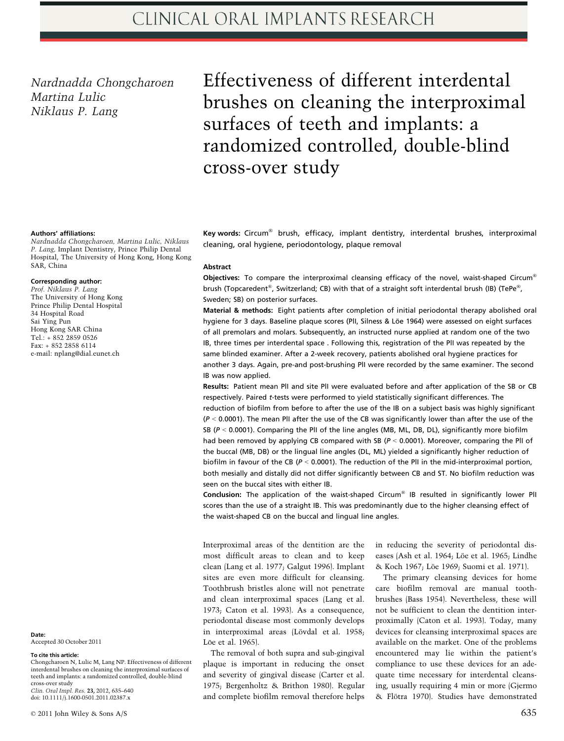Nardnadda Chongcharoen
Martina Lulic
Niklaus P. Lang

# Effectiveness of different interdental brushes on cleaning the interproximal surfaces of teeth and implants: a randomized controlled, double-blind cross-over study

**Authors' affiliations:**
*Nardnadda Chongcharoen, Martina Lulic, Niklaus P. Lang*, Implant Dentistry, Prince Philip Dental Hospital, The University of Hong Kong, Hong Kong SAR, China

**Corresponding author:**
*Prof. Niklaus P. Lang*
The University of Hong Kong
Prince Philip Dental Hospital
34 Hospital Road
Sai Ying Pun
Hong Kong SAR China
Tel.: + 852 2859 0526
Fax: + 852 2858 6114
e-mail: nplang@dial.eunet.ch

**Key words:** Circum® brush, efficacy, implant dentistry, interdental brushes, interproximal cleaning, oral hygiene, periodontology, plaque removal

## Abstract

**Objectives:** To compare the interproximal cleansing efficacy of the novel, waist-shaped Circum® brush (Topcaredent®, Switzerland; CB) with that of a straight soft interdental brush (IB) (TePe®, Sweden; SB) on posterior surfaces.

**Material & methods:** Eight patients after completion of initial periodontal therapy abolished oral hygiene for 3 days. Baseline plaque scores (PlI, Silness & Löe 1964) were assessed on eight surfaces of all premolars and molars. Subsequently, an instructed nurse applied at random one of the two IB, three times per interdental space . Following this, registration of the PlI was repeated by the same blinded examiner. After a 2-week recovery, patients abolished oral hygiene practices for another 3 days. Again, pre-and post-brushing PlI were recorded by the same examiner. The second IB was now applied.

**Results:** Patient mean PlI and site PlI were evaluated before and after application of the SB or CB respectively. Paired *t*-tests were performed to yield statistically significant differences. The reduction of biofilm from before to after the use of the IB on a subject basis was highly significant ($P < 0.0001$). The mean PlI after the use of the CB was significantly lower than after the use of the SB ($P < 0.0001$). Comparing the PlI of the line angles (MB, ML, DB, DL), significantly more biofilm had been removed by applying CB compared with SB ($P < 0.0001$). Moreover, comparing the PlI of the buccal (MB, DB) or the lingual line angles (DL, ML) yielded a significantly higher reduction of biofilm in favour of the CB ($P < 0.0001$). The reduction of the PlI in the mid-interproximal portion, both mesially and distally did not differ significantly between CB and ST. No biofilm reduction was seen on the buccal sites with either IB.

**Conclusion:** The application of the waist-shaped Circum® IB resulted in significantly lower PlI scores than the use of a straight IB. This was predominantly due to the higher cleansing effect of the waist-shaped CB on the buccal and lingual line angles.

**Date:**
Accepted 30 October 2011

**To cite this article:**
Chongcharoen N, Lulic M, Lang NP. Effectiveness of different interdental brushes on cleaning the interproximal surfaces of teeth and implants: a randomized controlled, double-blind cross-over study
*Clin. Oral Impl. Res.* **23**, 2012, 635–640
doi: 10.1111/j.1600-0501.2011.02387.x

Interproximal areas of the dentition are the most difficult areas to clean and to keep clean (Lang et al. 1977; Galgut 1996). Implant sites are even more difficult for cleansing. Toothbrush bristles alone will not penetrate and clean interproximal spaces (Lang et al. 1973; Caton et al. 1993). As a consequence, periodontal disease most commonly develops in interproximal areas (Lövdal et al. 1958; Löe et al. 1965).

The removal of both supra and sub-gingival plaque is important in reducing the onset and severity of gingival disease (Carter et al. 1975; Bergenholtz & Brithon 1980). Regular and complete biofilm removal therefore helps in reducing the severity of periodontal diseases (Ash et al. 1964; Löe et al. 1965; Lindhe & Koch 1967; Löe 1969; Suomi et al. 1971).

The primary cleansing devices for home care biofilm removal are manual toothbrushes (Bass 1954). Nevertheless, these will not be sufficient to clean the dentition interproximally (Caton et al. 1993). Today, many devices for cleansing interproximal spaces are available on the market. One of the problems encountered may lie within the patient's compliance to use these devices for an adequate time necessary for interdental cleansing, usually requiring 4 min or more (Gjermo & Flötra 1970). Studies have demonstrated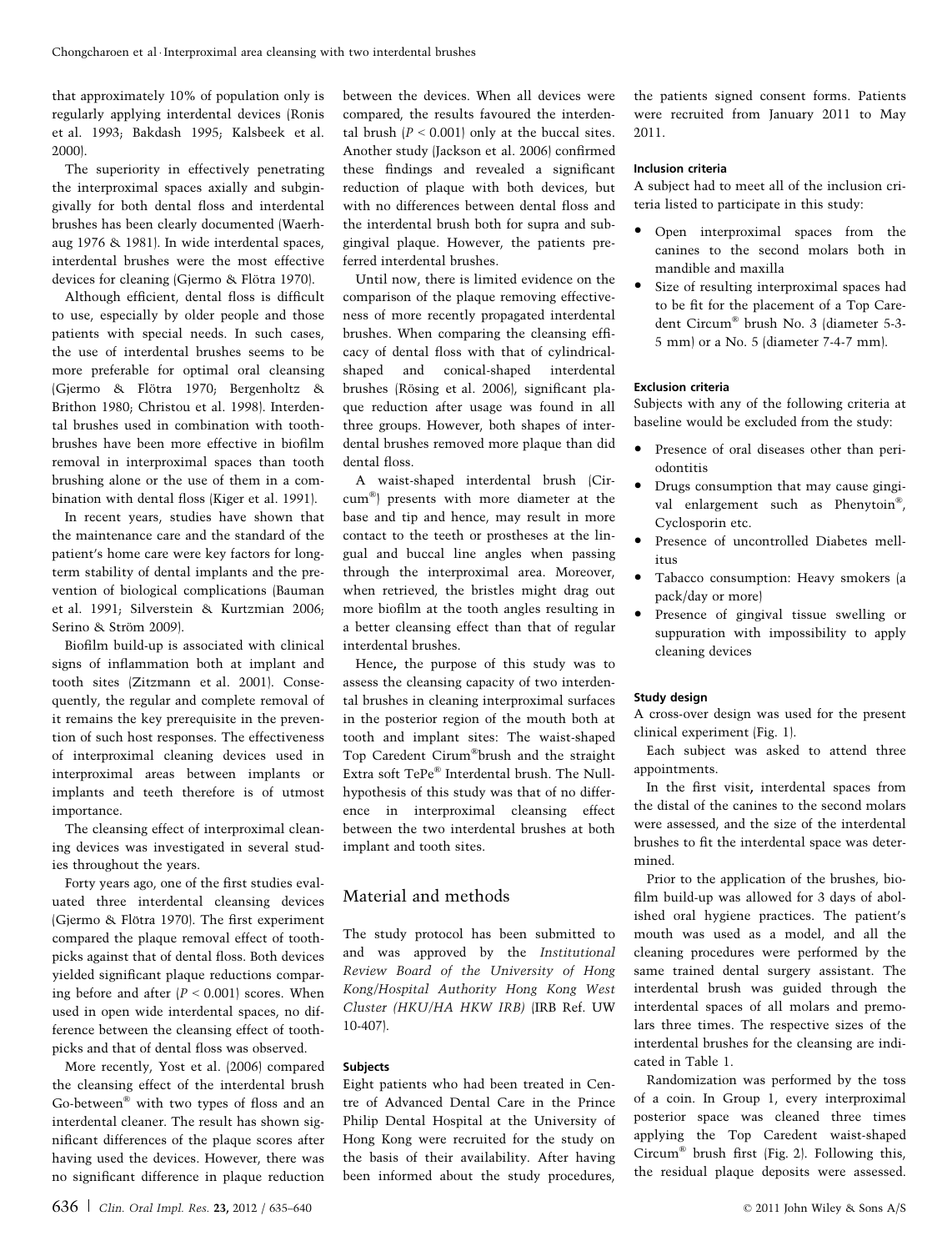that approximately 10% of population only is regularly applying interdental devices (Ronis et al. 1993; Bakdash 1995; Kalsbeek et al. 2000).

The superiority in effectively penetrating the interproximal spaces axially and subgingivally for both dental floss and interdental brushes has been clearly documented (Waerhaug 1976 & 1981). In wide interdental spaces, interdental brushes were the most effective devices for cleaning (Gjermo & Flötra 1970).

Although efficient, dental floss is difficult to use, especially by older people and those patients with special needs. In such cases, the use of interdental brushes seems to be more preferable for optimal oral cleansing (Gjermo & Flötra 1970; Bergenholtz & Brithon 1980; Christou et al. 1998). Interdental brushes used in combination with toothbrushes have been more effective in biofilm removal in interproximal spaces than tooth brushing alone or the use of them in a combination with dental floss (Kiger et al. 1991).

In recent years, studies have shown that the maintenance care and the standard of the patient's home care were key factors for long-term stability of dental implants and the prevention of biological complications (Bauman et al. 1991; Silverstein & Kurtzmian 2006; Serino & Ström 2009).

Biofilm build-up is associated with clinical signs of inflammation both at implant and tooth sites (Zitzmann et al. 2001). Consequently, the regular and complete removal of it remains the key prerequisite in the prevention of such host responses. The effectiveness of interproximal cleaning devices used in interproximal areas between implants or implants and teeth therefore is of utmost importance.

The cleansing effect of interproximal cleaning devices was investigated in several studies throughout the years.

Forty years ago, one of the first studies evaluated three interdental cleansing devices (Gjermo & Flötra 1970). The first experiment compared the plaque removal effect of toothpicks against that of dental floss. Both devices yielded significant plaque reductions comparing before and after ($P < 0.001$) scores. When used in open wide interdental spaces, no difference between the cleansing effect of toothpicks and that of dental floss was observed.

More recently, Yost et al. (2006) compared the cleansing effect of the interdental brush Go-between® with two types of floss and an interdental cleaner. The result has shown significant differences of the plaque scores after having used the devices. However, there was no significant difference in plaque reduction between the devices. When all devices were compared, the results favoured the interdental brush ($P < 0.001$) only at the buccal sites. Another study (Jackson et al. 2006) confirmed these findings and revealed a significant reduction of plaque with both devices, but with no differences between dental floss and the interdental brush both for supra and subgingival plaque. However, the patients preferred interdental brushes.

Until now, there is limited evidence on the comparison of the plaque removing effectiveness of more recently propagated interdental brushes. When comparing the cleansing efficacy of dental floss with that of cylindrical-shaped and conical-shaped interdental brushes (Rösing et al. 2006), significant plaque reduction after usage was found in all three groups. However, both shapes of interdental brushes removed more plaque than did dental floss.

A waist-shaped interdental brush (Circum®) presents with more diameter at the base and tip and hence, may result in more contact to the teeth or prostheses at the lingual and buccal line angles when passing through the interproximal area. Moreover, when retrieved, the bristles might drag out more biofilm at the tooth angles resulting in a better cleansing effect than that of regular interdental brushes.

Hence, the purpose of this study was to assess the cleansing capacity of two interdental brushes in cleaning interproximal surfaces in the posterior region of the mouth both at tooth and implant sites: The waist-shaped Top Caredent Cirum®brush and the straight Extra soft TePe® Interdental brush. The Null-hypothesis of this study was that of no difference in interproximal cleansing effect between the two interdental brushes at both implant and tooth sites.

## Material and methods

The study protocol has been submitted to and was approved by the *Institutional Review Board of the University of Hong Kong/Hospital Authority Hong Kong West Cluster (HKU/HA HKW IRB)* (IRB Ref. UW 10-407).

### Subjects

Eight patients who had been treated in Centre of Advanced Dental Care in the Prince Philip Dental Hospital at the University of Hong Kong were recruited for the study on the basis of their availability. After having been informed about the study procedures, the patients signed consent forms. Patients were recruited from January 2011 to May 2011.

### Inclusion criteria

A subject had to meet all of the inclusion criteria listed to participate in this study:

- Open interproximal spaces from the canines to the second molars both in mandible and maxilla
- Size of resulting interproximal spaces had to be fit for the placement of a Top Caredent Circum® brush No. 3 (diameter 5-3-5 mm) or a No. 5 (diameter 7-4-7 mm).

### Exclusion criteria

Subjects with any of the following criteria at baseline would be excluded from the study:

- Presence of oral diseases other than periodontitis
- Drugs consumption that may cause gingival enlargement such as Phenytoin®, Cyclosporin etc.
- Presence of uncontrolled Diabetes mellitus
- Tabacco consumption: Heavy smokers (a pack/day or more)
- Presence of gingival tissue swelling or suppuration with impossibility to apply cleaning devices

### Study design

A cross-over design was used for the present clinical experiment (Fig. 1).

Each subject was asked to attend three appointments.

In the first visit, interdental spaces from the distal of the canines to the second molars were assessed, and the size of the interdental brushes to fit the interdental space was determined.

Prior to the application of the brushes, biofilm build-up was allowed for 3 days of abolished oral hygiene practices. The patient's mouth was used as a model, and all the cleaning procedures were performed by the same trained dental surgery assistant. The interdental brush was guided through the interdental spaces of all molars and premolars three times. The respective sizes of the interdental brushes for the cleansing are indicated in Table 1.

Randomization was performed by the toss of a coin. In Group 1, every interproximal posterior space was cleaned three times applying the Top Caredent waist-shaped Circum® brush first (Fig. 2). Following this, the residual plaque deposits were assessed.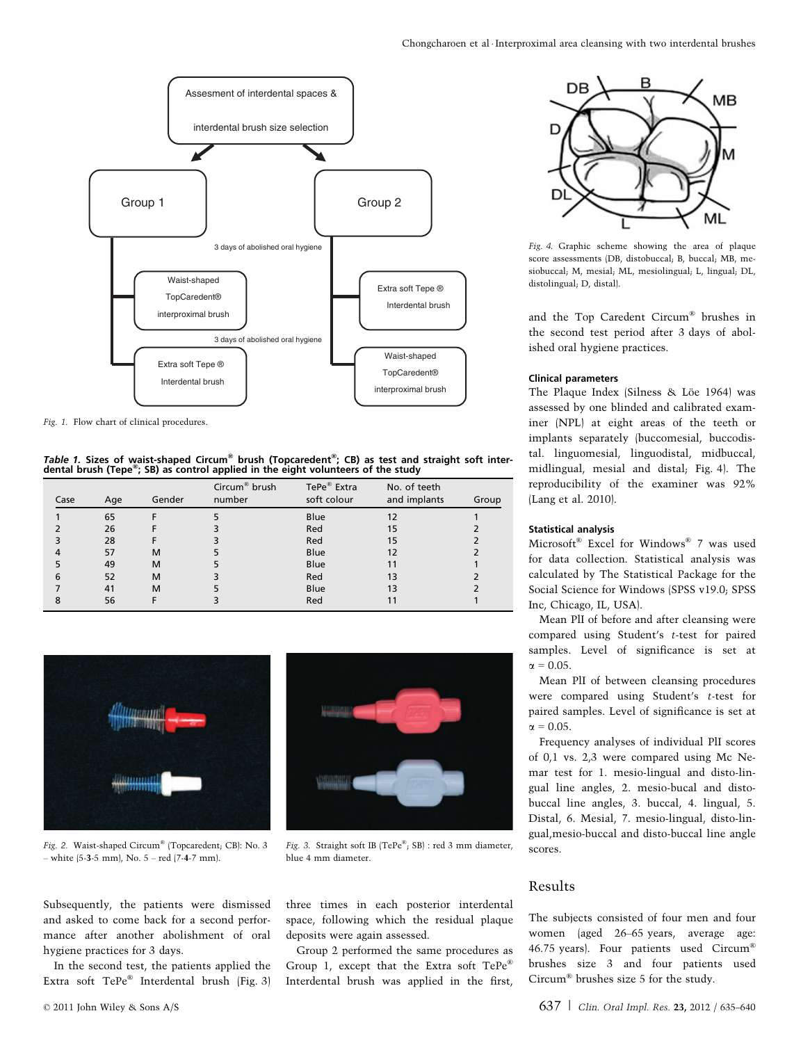Fig. 1. Flow chart of clinical procedures.

*Table 1.* **Sizes of waist-shaped Circum® brush (Topcaredent®; CB) as test and straight soft interdental brush (Tepe®; SB) as control applied in the eight volunteers of the study**

| Case | Age | Gender | Circum® brush number | TePe® Extra soft colour | No. of teeth and implants | Group |
|---|---|---|---|---|---|---|
| 1 | 65 | F | 5 | Blue | 12 | 1 |
| 2 | 26 | F | 3 | Red | 15 | 2 |
| 3 | 28 | F | 3 | Red | 15 | 2 |
| 4 | 57 | M | 5 | Blue | 12 | 2 |
| 5 | 49 | M | 5 | Blue | 11 | 1 |
| 6 | 52 | M | 3 | Red | 13 | 2 |
| 7 | 41 | M | 5 | Blue | 13 | 2 |
| 8 | 56 | F | 3 | Red | 11 | 1 |

Fig. 2. Waist-shaped Circum® (Topcaredent; CB): No. 3 – white (5-**3**-5 mm), No. 5 – red (7-**4**-7 mm).

Fig. 3. Straight soft IB (TePe®; SB) : red 3 mm diameter, blue 4 mm diameter.

Subsequently, the patients were dismissed and asked to come back for a second performance after another abolishment of oral hygiene practices for 3 days.

In the second test, the patients applied the Extra soft TePe® Interdental brush (Fig. 3) three times in each posterior interdental space, following which the residual plaque deposits were again assessed.

Group 2 performed the same procedures as Group 1, except that the Extra soft TePe® Interdental brush was applied in the first, and the Top Caredent Circum® brushes in the second test period after 3 days of abolished oral hygiene practices.

Fig. 4. Graphic scheme showing the area of plaque score assessments (DB, distobuccal; B, buccal; MB, mesiobuccal; M, mesial; ML, mesiolingual; L, lingual; DL, distolingual; D, distal).

### Clinical parameters

The Plaque Index (Silness & Löe 1964) was assessed by one blinded and calibrated examiner (NPL) at eight areas of the teeth or implants separately (buccomesial, buccodistal. linguomesial, linguodistal, midbuccal, midlingual, mesial and distal; Fig. 4). The reproducibility of the examiner was 92% (Lang et al. 2010).

### Statistical analysis

Microsoft® Excel for Windows® 7 was used for data collection. Statistical analysis was calculated by The Statistical Package for the Social Science for Windows (SPSS v19.0; SPSS Inc, Chicago, IL, USA).

Mean PlI of before and after cleansing were compared using Student's *t*-test for paired samples. Level of significance is set at $\alpha = 0.05$.

Mean PlI of between cleansing procedures were compared using Student's *t*-test for paired samples. Level of significance is set at $\alpha = 0.05$.

Frequency analyses of individual PlI scores of 0,1 vs. 2,3 were compared using Mc Nemar test for 1. mesio-lingual and disto-lingual line angles, 2. mesio-bucal and disto-buccal line angles, 3. buccal, 4. lingual, 5. Distal, 6. Mesial, 7. mesio-lingual, disto-lingual, mesio-buccal and disto-buccal line angle scores.

## Results

The subjects consisted of four men and four women (aged 26–65 years, average age: 46.75 years). Four patients used Circum® brushes size 3 and four patients used Circum® brushes size 5 for the study.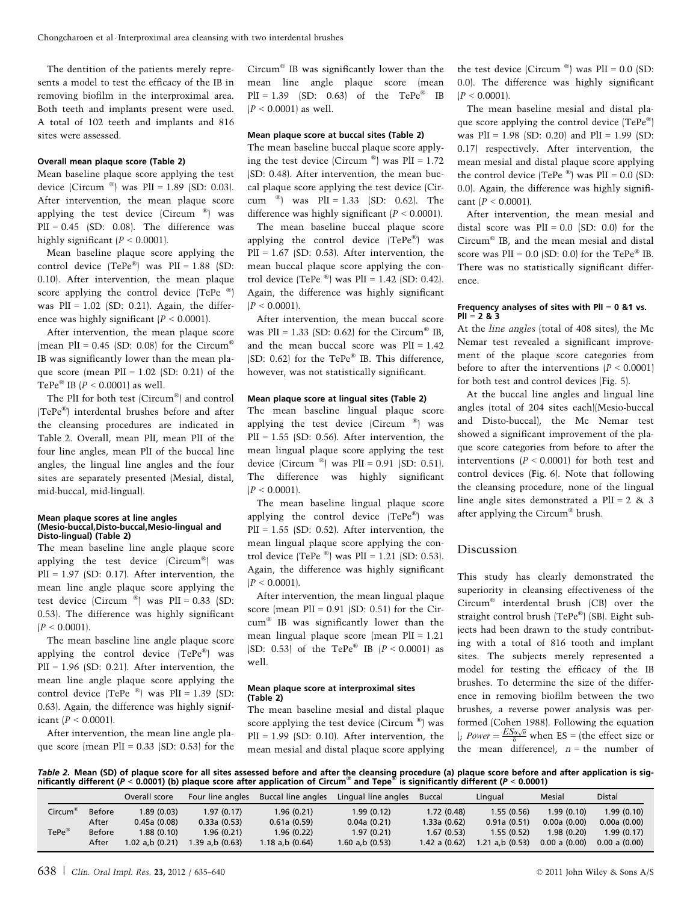The dentition of the patients merely represents a model to test the efficacy of the IB in removing biofilm in the interproximal area. Both teeth and implants present were used. A total of 102 teeth and implants and 816 sites were assessed.

#### Overall mean plaque score (Table 2)

Mean baseline plaque score applying the test device (Circum ®) was PlI = 1.89 (SD: 0.03). After intervention, the mean plaque score applying the test device (Circum ®) was PlI = 0.45 (SD: 0.08). The difference was highly significant ($P < 0.0001$).

Mean baseline plaque score applying the control device (TePe®) was PlI = 1.88 (SD: 0.10). After intervention, the mean plaque score applying the control device (TePe ®) was PlI = 1.02 (SD: 0.21). Again, the difference was highly significant ($P < 0.0001$).

After intervention, the mean plaque score (mean PlI = 0.45 (SD: 0.08) for the Circum® IB was significantly lower than the mean plaque score (mean PlI = 1.02 (SD: 0.21) of the TePe® IB ($P < 0.0001$) as well.

The PlI for both test (Circum®) and control (TePe®) interdental brushes before and after the cleansing procedures are indicated in Table 2. Overall, mean PlI, mean PlI of the four line angles, mean PlI of the buccal line angles, the lingual line angles and the four sites are separately presented (Mesial, distal, mid-buccal, mid-lingual).

#### Mean plaque scores at line angles (Mesio-buccal,Disto-buccal,Mesio-lingual and Disto-lingual) (Table 2)

The mean baseline line angle plaque score applying the test device (Circum®) was PlI = 1.97 (SD: 0.17). After intervention, the mean line angle plaque score applying the test device (Circum ®) was PlI = 0.33 (SD: 0.53). The difference was highly significant ($P < 0.0001$).

The mean baseline line angle plaque score applying the control device (TePe®) was PlI = 1.96 (SD: 0.21). After intervention, the mean line angle plaque score applying the control device (TePe ®) was PlI = 1.39 (SD: 0.63). Again, the difference was highly significant ($P < 0.0001$).

After intervention, the mean line angle plaque score (mean PlI = 0.33 (SD: 0.53) for the Circum® IB was significantly lower than the mean line angle plaque score (mean PlI = 1.39 (SD: 0.63) of the TePe® IB ($P < 0.0001$) as well.

#### Mean plaque score at buccal sites (Table 2)

The mean baseline buccal plaque score applying the test device (Circum ®) was PlI = 1.72 (SD: 0.48). After intervention, the mean buccal plaque score applying the test device (Circum ®) was PlI = 1.33 (SD: 0.62). The difference was highly significant ($P < 0.0001$).

The mean baseline buccal plaque score applying the control device (TePe®) was PlI = 1.67 (SD: 0.53). After intervention, the mean buccal plaque score applying the control device (TePe ®) was PlI = 1.42 (SD: 0.42). Again, the difference was highly significant ($P < 0.0001$).

After intervention, the mean buccal score was PlI = 1.33 (SD: 0.62) for the Circum® IB, and the mean buccal score was PlI = 1.42 (SD: 0.62) for the TePe® IB. This difference, however, was not statistically significant.

#### Mean plaque score at lingual sites (Table 2)

The mean baseline lingual plaque score applying the test device (Circum ®) was PlI = 1.55 (SD: 0.56). After intervention, the mean lingual plaque score applying the test device (Circum ®) was PlI = 0.91 (SD: 0.51). The difference was highly significant ($P < 0.0001$).

The mean baseline lingual plaque score applying the control device (TePe®) was PlI = 1.55 (SD: 0.52). After intervention, the mean lingual plaque score applying the control device (TePe ®) was PlI = 1.21 (SD: 0.53). Again, the difference was highly significant ($P < 0.0001$).

After intervention, the mean lingual plaque score (mean PlI = 0.91 (SD: 0.51) for the Circum® IB was significantly lower than the mean lingual plaque score (mean PlI = 1.21 (SD: 0.53) of the TePe® IB ($P < 0.0001$) as well.

#### Mean plaque score at interproximal sites (Table 2)

The mean baseline mesial and distal plaque score applying the test device (Circum ®) was PlI = 1.99 (SD: 0.10). After intervention, the mean mesial and distal plaque score applying the test device (Circum ®) was PlI = 0.0 (SD: 0.0). The difference was highly significant ($P < 0.0001$).

The mean baseline mesial and distal plaque score applying the control device (TePe®) was PlI = 1.98 (SD: 0.20) and PlI = 1.99 (SD: 0.17) respectively. After intervention, the mean mesial and distal plaque score applying the control device (TePe ®) was PlI = 0.0 (SD: 0.0). Again, the difference was highly significant ($P < 0.0001$).

After intervention, the mean mesial and distal score was PlI = 0.0 (SD: 0.0) for the Circum® IB, and the mean mesial and distal score was PlI = 0.0 (SD: 0.0) for the TePe® IB. There was no statistically significant difference.

#### Frequency analyses of sites with PlI = 0 &1 vs. PlI = 2 & 3

At the *line angles* (total of 408 sites), the Mc Nemar test revealed a significant improvement of the plaque score categories from before to after the interventions ($P < 0.0001$) for both test and control devices (Fig. 5).

At the buccal line angles and lingual line angles (total of 204 sites each)(Mesio-buccal and Disto-buccal), the Mc Nemar test showed a significant improvement of the plaque score categories from before to after the interventions ($P < 0.0001$) for both test and control devices (Fig. 6). Note that following the cleansing procedure, none of the lingual line angle sites demonstrated a PlI = 2 & 3 after applying the Circum® brush.

## Discussion

This study has clearly demonstrated the superiority in cleansing effectiveness of the Circum® interdental brush (CB) over the straight control brush (TePe®) (SB). Eight subjects had been drawn to the study contributing with a total of 816 tooth and implant sites. The subjects merely represented a model for testing the efficacy of the IB brushes. To determine the size of the difference in removing biofilm between the two brushes, a reverse power analysis was performed (Cohen 1988). Following the equation (; $Power = \frac{ES_{\alpha\sqrt{n}}}{\delta}$ when ES = (the effect size or the mean difference), $n$ = the number of

**Table 2. Mean (SD) of plaque score for all sites assessed before and after the cleansing procedure (a) plaque score before and after application is significantly different ($P < 0.0001$) (b) plaque score after application of Circum® and Tepe® is significantly different ($P < 0.0001$)**

| | | Overall score | Four line angles | Buccal line angles | Lingual line angles | Buccal | Lingual | Mesial | Distal |
|---|---|---|---|---|---|---|---|---|---|
| Circum® | Before | 1.89 (0.03) | 1.97 (0.17) | 1.96 (0.21) | 1.99 (0.12) | 1.72 (0.48) | 1.55 (0.56) | 1.99 (0.10) | 1.99 (0.10) |
| | After | 0.45a (0.08) | 0.33a (0.53) | 0.61a (0.59) | 0.04a (0.21) | 1.33a (0.62) | 0.91a (0.51) | 0.00a (0.00) | 0.00a (0.00) |
| TePe® | Before | 1.88 (0.10) | 1.96 (0.21) | 1.96 (0.22) | 1.97 (0.21) | 1.67 (0.53) | 1.55 (0.52) | 1.98 (0.20) | 1.99 (0.17) |
| | After | 1.02 a,b (0.21) | 1.39 a,b (0.63) | 1.18 a,b (0.64) | 1.60 a,b (0.53) | 1.42 a (0.62) | 1.21 a,b (0.53) | 0.00 a (0.00) | 0.00 a (0.00) |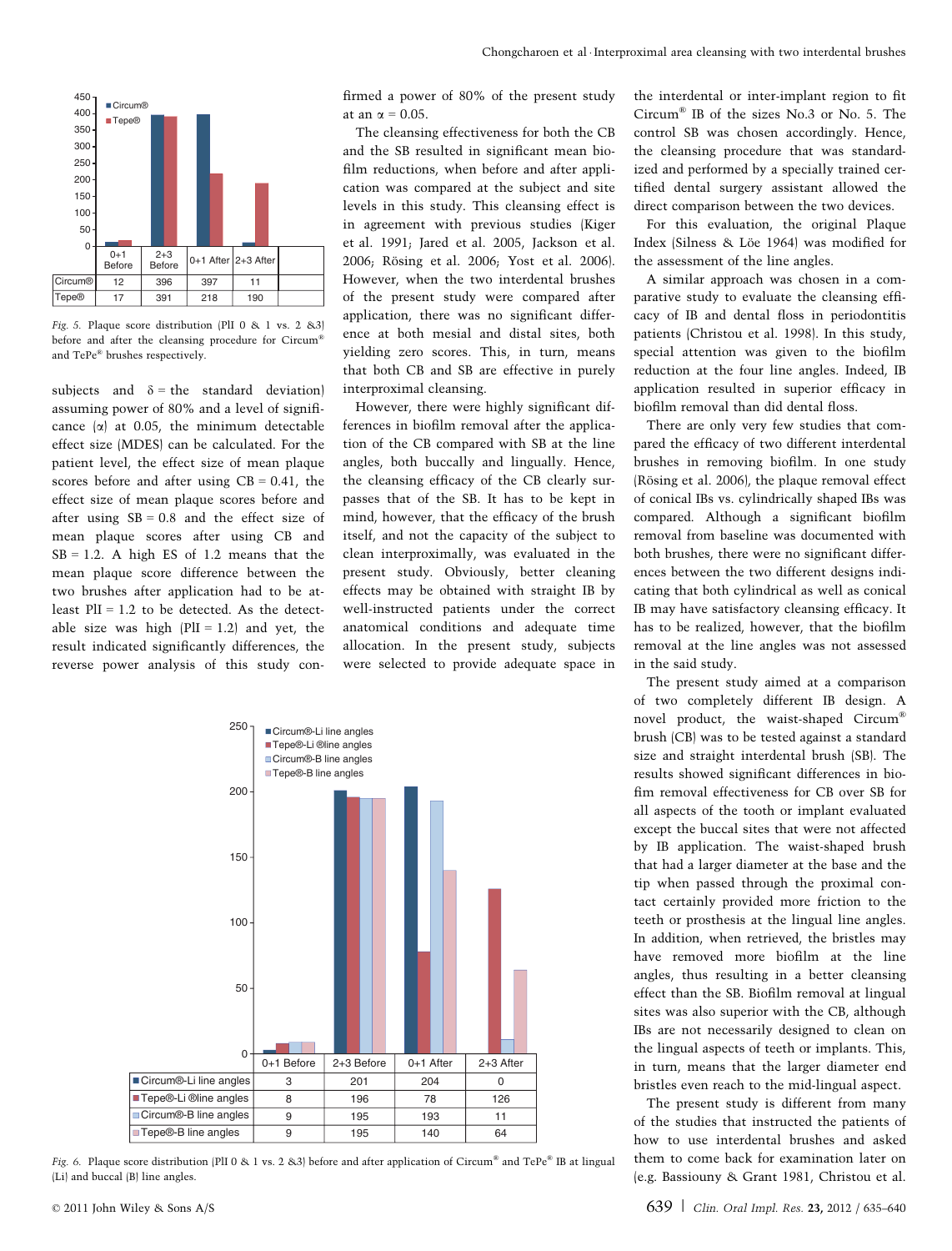| | 0+1 Before | 2+3 Before | 0+1 After | 2+3 After |
|---|---|---|---|---|
| Circum® | 12 | 396 | 397 | 11 |
| Tepe® | 17 | 391 | 218 | 190 |

*Fig. 5.* Plaque score distribution (PlI 0 & 1 vs. 2 &3) before and after the cleansing procedure for Circum® and TePe® brushes respectively.

subjects and $\delta$ = the standard deviation) assuming power of 80% and a level of significance ($\alpha$) at 0.05, the minimum detectable effect size (MDES) can be calculated. For the patient level, the effect size of mean plaque scores before and after using CB = 0.41, the effect size of mean plaque scores before and after using SB = 0.8 and the effect size of mean plaque scores after using CB and SB = 1.2. A high ES of 1.2 means that the mean plaque score difference between the two brushes after application had to be at-least PlI = 1.2 to be detected. As the detectable size was high (PlI = 1.2) and yet, the result indicated significantly differences, the reverse power analysis of this study confirmed a power of 80% of the present study at an $\alpha = 0.05$.

The cleansing effectiveness for both the CB and the SB resulted in significant mean biofilm reductions, when before and after application was compared at the subject and site levels in this study. This cleansing effect is in agreement with previous studies (Kiger et al. 1991; Jared et al. 2005, Jackson et al. 2006; Rösing et al. 2006; Yost et al. 2006). However, when the two interdental brushes of the present study were compared after application, there was no significant difference at both mesial and distal sites, both yielding zero scores. This, in turn, means that both CB and SB are effective in purely interproximal cleansing.

However, there were highly significant differences in biofilm removal after the application of the CB compared with SB at the line angles, both buccally and lingually. Hence, the cleansing efficacy of the CB clearly surpasses that of the SB. It has to be kept in mind, however, that the efficacy of the brush itself, and not the capacity of the subject to clean interproximally, was evaluated in the present study. Obviously, better cleaning effects may be obtained with straight IB by well-instructed patients under the correct anatomical conditions and adequate time allocation. In the present study, subjects were selected to provide adequate space in the interdental or inter-implant region to fit Circum® IB of the sizes No.3 or No. 5. The control SB was chosen accordingly. Hence, the cleansing procedure that was standardized and performed by a specially trained certified dental surgery assistant allowed the direct comparison between the two devices.

For this evaluation, the original Plaque Index (Silness & Löe 1964) was modified for the assessment of the line angles.

A similar approach was chosen in a comparative study to evaluate the cleansing efficacy of IB and dental floss in periodontitis patients (Christou et al. 1998). In this study, special attention was given to the biofilm reduction at the four line angles. Indeed, IB application resulted in superior efficacy in biofilm removal than did dental floss.

There are only very few studies that compared the efficacy of two different interdental brushes in removing biofilm. In one study (Rösing et al. 2006), the plaque removal effect of conical IBs vs. cylindrically shaped IBs was compared. Although a significant biofilm removal from baseline was documented with both brushes, there were no significant differences between the two different designs indicating that both cylindrical as well as conical IB may have satisfactory cleansing efficacy. It has to be realized, however, that the biofilm removal at the line angles was not assessed in the said study.

The present study aimed at a comparison of two completely different IB design. A novel product, the waist-shaped Circum® brush (CB) was to be tested against a standard size and straight interdental brush (SB). The results showed significant differences in biofilm removal effectiveness for CB over SB for all aspects of the tooth or implant evaluated except the buccal sites that were not affected by IB application. The waist-shaped brush that had a larger diameter at the base and the tip when passed through the proximal contact certainly provided more friction to the teeth or prosthesis at the lingual line angles. In addition, when retrieved, the bristles may have removed more biofilm at the line angles, thus resulting in a better cleansing effect than the SB. Biofilm removal at lingual sites was also superior with the CB, although IBs are not necessarily designed to clean on the lingual aspects of teeth or implants. This, in turn, means that the larger diameter end bristles even reach to the mid-lingual aspect.

The present study is different from many of the studies that instructed the patients of how to use interdental brushes and asked them to come back for examination later on (e.g. Bassiouny & Grant 1981, Christou et al.

| | 0+1 Before | 2+3 Before | 0+1 After | 2+3 After |
|---|---|---|---|---|
| Circum®-Li line angles | 3 | 201 | 204 | 0 |
| Tepe®-Li ®line angles | 8 | 196 | 78 | 126 |
| Circum®-B line angles | 9 | 195 | 193 | 11 |
| Tepe®-B line angles | 9 | 195 | 140 | 64 |

*Fig. 6.* Plaque score distribution (PlI 0 & 1 vs. 2 &3) before and after application of Circum® and TePe® IB at lingual (Li) and buccal (B) line angles.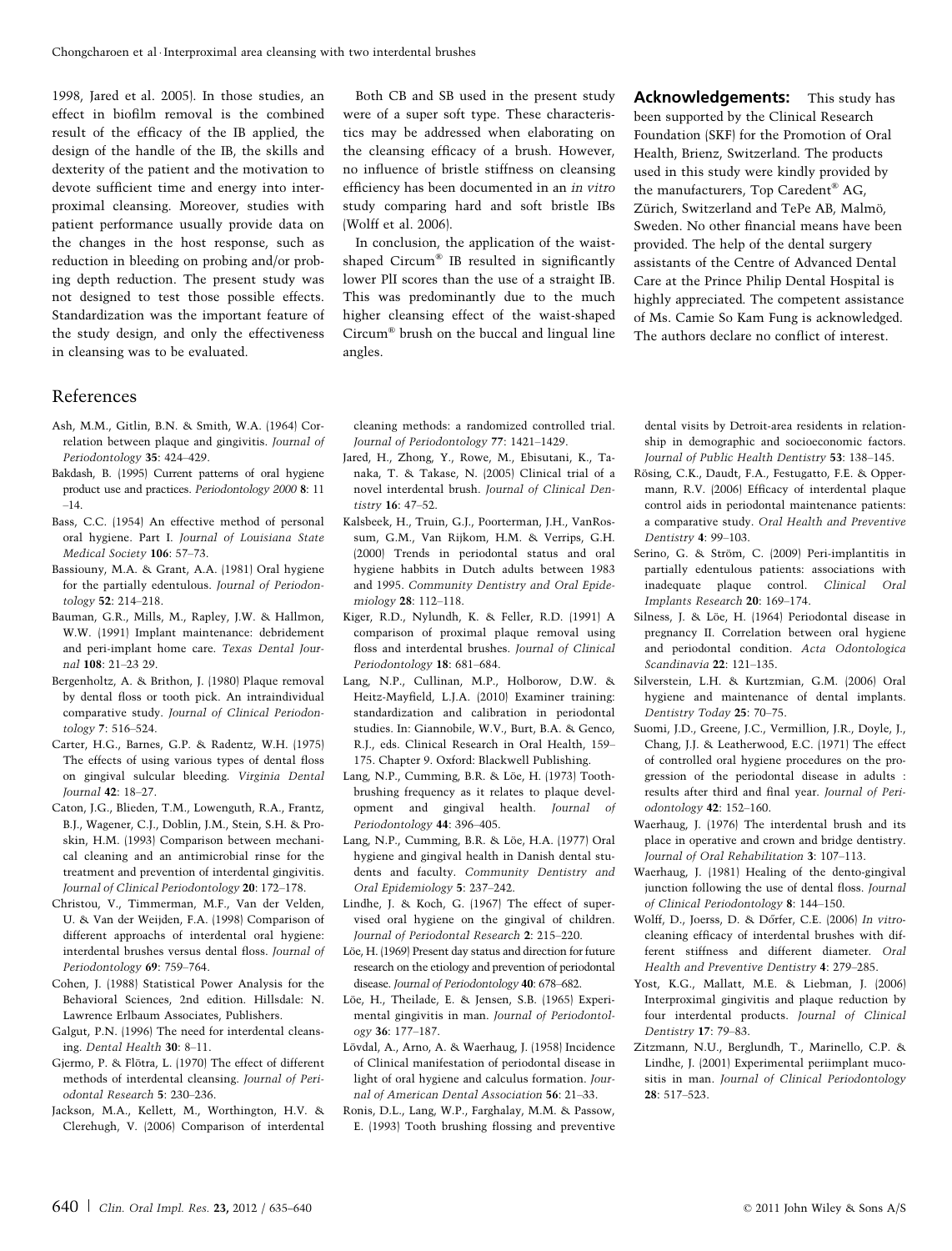1998, Jared et al. 2005). In those studies, an effect in biofilm removal is the combined result of the efficacy of the IB applied, the design of the handle of the IB, the skills and dexterity of the patient and the motivation to devote sufficient time and energy into interproximal cleansing. Moreover, studies with patient performance usually provide data on the changes in the host response, such as reduction in bleeding on probing and/or probing depth reduction. The present study was not designed to test those possible effects. Standardization was the important feature of the study design, and only the effectiveness in cleansing was to be evaluated.

Both CB and SB used in the present study were of a super soft type. These characteristics may be addressed when elaborating on the cleansing efficacy of a brush. However, no influence of bristle stiffness on cleansing efficiency has been documented in an *in vitro* study comparing hard and soft bristle IBs (Wolff et al. 2006).

In conclusion, the application of the waist-shaped Circum® IB resulted in significantly lower PlI scores than the use of a straight IB. This was predominantly due to the much higher cleansing effect of the waist-shaped Circum® brush on the buccal and lingual line angles.

**Acknowledgements:** This study has been supported by the Clinical Research Foundation (SKF) for the Promotion of Oral Health, Brienz, Switzerland. The products used in this study were kindly provided by the manufacturers, Top Caredent® AG, Zürich, Switzerland and TePe AB, Malmö, Sweden. No other financial means have been provided. The help of the dental surgery assistants of the Centre of Advanced Dental Care at the Prince Philip Dental Hospital is highly appreciated. The competent assistance of Ms. Camie So Kam Fung is acknowledged. The authors declare no conflict of interest.

## References

Ash, M.M., Gitlin, B.N. & Smith, W.A. (1964) Correlation between plaque and gingivitis. *Journal of Periodontology* **35**: 424–429.

Bakdash, B. (1995) Current patterns of oral hygiene product use and practices. *Periodontology 2000* **8**: 11–14.

Bass, C.C. (1954) An effective method of personal oral hygiene. Part I. *Journal of Louisiana State Medical Society* **106**: 57–73.

Bassiouny, M.A. & Grant, A.A. (1981) Oral hygiene for the partially edentulous. *Journal of Periodontology* **52**: 214–218.

Bauman, G.R., Mills, M., Rapley, J.W. & Hallmon, W.W. (1991) Implant maintenance: debridement and peri-implant home care. *Texas Dental Journal* **108**: 21–23 29.

Bergenholtz, A. & Brithon, J. (1980) Plaque removal by dental floss or tooth pick. An intraindividual comparative study. *Journal of Clinical Periodontology* **7**: 516–524.

Carter, H.G., Barnes, G.P. & Radentz, W.H. (1975) The effects of using various types of dental floss on gingival sulcular bleeding. *Virginia Dental Journal* **42**: 18–27.

Caton, J.G., Blieden, T.M., Lowenguth, R.A., Frantz, B.J., Wagener, C.J., Doblin, J.M., Stein, S.H. & Proskin, H.M. (1993) Comparison between mechanical cleaning and an antimicrobial rinse for the treatment and prevention of interdental gingivitis. *Journal of Clinical Periodontology* **20**: 172–178.

Christou, V., Timmerman, M.F., Van der Velden, U. & Van der Weijden, F.A. (1998) Comparison of different approachs of interdental oral hygiene: interdental brushes versus dental floss. *Journal of Periodontology* **69**: 759–764.

Cohen, J. (1988) Statistical Power Analysis for the Behavioral Sciences, 2nd edition. Hillsdale: N. Lawrence Erlbaum Associates, Publishers.

Galgut, P.N. (1996) The need for interdental cleansing. *Dental Health* **30**: 8–11.

Gjermo, P. & Flötra, L. (1970) The effect of different methods of interdental cleansing. *Journal of Periodontal Research* **5**: 230–236.

Jackson, M.A., Kellett, M., Worthington, H.V. & Clerehugh, V. (2006) Comparison of interdental cleaning methods: a randomized controlled trial. *Journal of Periodontology* **77**: 1421–1429.

Jared, H., Zhong, Y., Rowe, M., Ebisutani, K., Tanaka, T. & Takase, N. (2005) Clinical trial of a novel interdental brush. *Journal of Clinical Dentistry* **16**: 47–52.

Kalsbeek, H., Truin, G.J., Poorterman, J.H., VanRossum, G.M., Van Rijkom, H.M. & Verrips, G.H. (2000) Trends in periodontal status and oral hygiene habbits in Dutch adults between 1983 and 1995. *Community Dentistry and Oral Epidemiology* **28**: 112–118.

Kiger, R.D., Nylundh, K. & Feller, R.D. (1991) A comparison of proximal plaque removal using floss and interdental brushes. *Journal of Clinical Periodontology* **18**: 681–684.

Lang, N.P., Cullinan, M.P., Holborow, D.W. & Heitz-Mayfield, L.J.A. (2010) Examiner training: standardization and calibration in periodontal studies. In: Giannobile, W.V., Burt, B.A. & Genco, R.J., eds. Clinical Research in Oral Health, 159–175. Chapter 9. Oxford: Blackwell Publishing.

Lang, N.P., Cumming, B.R. & Löe, H. (1973) Toothbrushing frequency as it relates to plaque development and gingival health. *Journal of Periodontology* **44**: 396–405.

Lang, N.P., Cumming, B.R. & Löe, H.A. (1977) Oral hygiene and gingival health in Danish dental students and faculty. *Community Dentistry and Oral Epidemiology* **5**: 237–242.

Lindhe, J. & Koch, G. (1967) The effect of supervised oral hygiene on the gingival of children. *Journal of Periodontal Research* **2**: 215–220.

Löe, H. (1969) Present day status and direction for future research on the etiology and prevention of periodontal disease. *Journal of Periodontology* **40**: 678–682.

Löe, H., Theilade, E. & Jensen, S.B. (1965) Experimental gingivitis in man. *Journal of Periodontology* **36**: 177–187.

Lövdal, A., Arno, A. & Waerhaug, J. (1958) Incidence of Clinical manifestation of periodontal disease in light of oral hygiene and calculus formation. *Journal of American Dental Association* **56**: 21–33.

Ronis, D.L., Lang, W.P., Farghalay, M.M. & Passow, E. (1993) Tooth brushing flossing and preventive dental visits by Detroit-area residents in relationship in demographic and socioeconomic factors. *Journal of Public Health Dentistry* **53**: 138–145.

Rösing, C.K., Daudt, F.A., Festugatto, F.E. & Oppermann, R.V. (2006) Efficacy of interdental plaque control aids in periodontal maintenance patients: a comparative study. *Oral Health and Preventive Dentistry* **4**: 99–103.

Serino, G. & Ström, C. (2009) Peri-implantitis in partially edentulous patients: associations with inadequate plaque control. *Clinical Oral Implants Research* **20**: 169–174.

Silness, J. & Löe, H. (1964) Periodontal disease in pregnancy II. Correlation between oral hygiene and periodontal condition. *Acta Odontologica Scandinavia* **22**: 121–135.

Silverstein, L.H. & Kurtzmian, G.M. (2006) Oral hygiene and maintenance of dental implants. *Dentistry Today* **25**: 70–75.

Suomi, J.D., Greene, J.C., Vermillion, J.R., Doyle, J., Chang, J.J. & Leatherwood, E.C. (1971) The effect of controlled oral hygiene procedures on the progression of the periodontal disease in adults : results after third and final year. *Journal of Periodontology* **42**: 152–160.

Waerhaug, J. (1976) The interdental brush and its place in operative and crown and bridge dentistry. *Journal of Oral Rehabilitation* **3**: 107–113.

Waerhaug, J. (1981) Healing of the dento-gingival junction following the use of dental floss. *Journal of Clinical Periodontology* **8**: 144–150.

Wolff, D., Joerss, D. & Dőrfer, C.E. (2006) *In vitro*-cleaning efficacy of interdental brushes with different stiffness and different diameter. *Oral Health and Preventive Dentistry* **4**: 279–285.

Yost, K.G., Mallatt, M.E. & Liebman, J. (2006) Interproximal gingivitis and plaque reduction by four interdental products. *Journal of Clinical Dentistry* **17**: 79–83.

Zitzmann, N.U., Berglundh, T., Marinello, C.P. & Lindhe, J. (2001) Experimental periimplant mucositis in man. *Journal of Clinical Periodontology* **28**: 517–523.